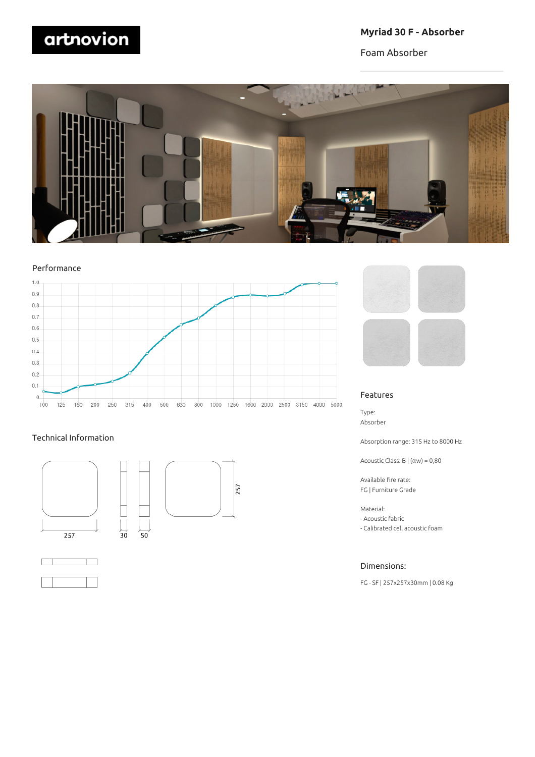# Myriad 30 F - Absorber

Foam Absorber

## Performance

## Technical Information

257

30

50

257

## Features

Type:
Absorber

Absorption range: 315 Hz to 8000 Hz

Acoustic Class: B | (αw) = 0,80

Available fire rate:
FG | Furniture Grade

Material:
- Acoustic fabric
- Calibrated cell acoustic foam

## Dimensions:

FG - SF | 257x257x30mm | 0.08 Kg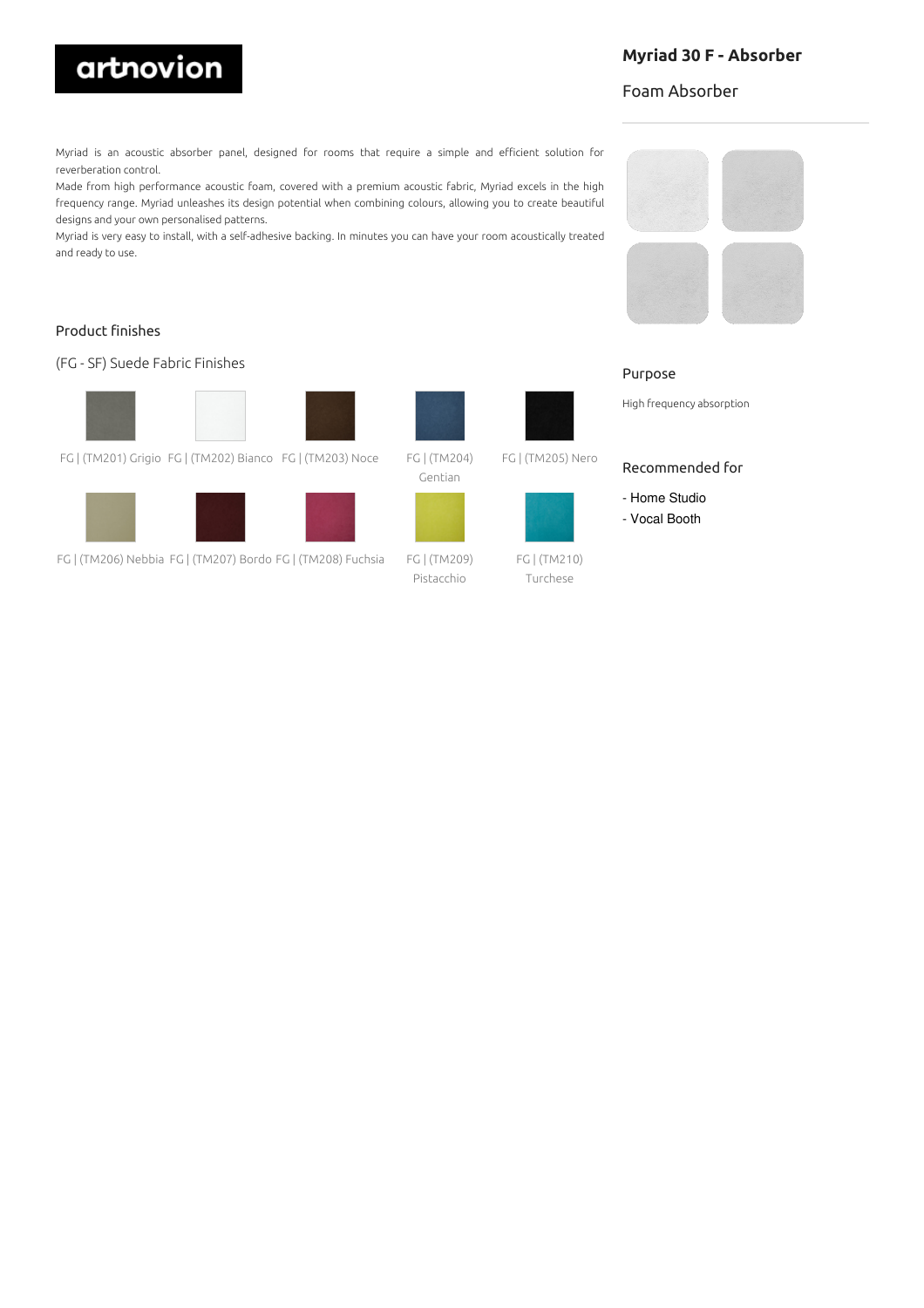# Myriad 30 F - Absorber

Foam Absorber

Myriad is an acoustic absorber panel, designed for rooms that require a simple and efficient solution for reverberation control.
Made from high performance acoustic foam, covered with a premium acoustic fabric, Myriad excels in the high frequency range. Myriad unleashes its design potential when combining colours, allowing you to create beautiful designs and your own personalised patterns.
Myriad is very easy to install, with a self-adhesive backing. In minutes you can have your room acoustically treated and ready to use.

## Purpose

High frequency absorption

## Recommended for

- Home Studio
- Vocal Booth

## Product finishes

### (FG - SF) Suede Fabric Finishes

- FG | (TM201) Grigio
- FG | (TM202) Bianco
- FG | (TM203) Noce
- FG | (TM204) Gentian
- FG | (TM205) Nero
- FG | (TM206) Nebbia
- FG | (TM207) Bordo
- FG | (TM208) Fuchsia
- FG | (TM209) Pistacchio
- FG | (TM210) Turchese